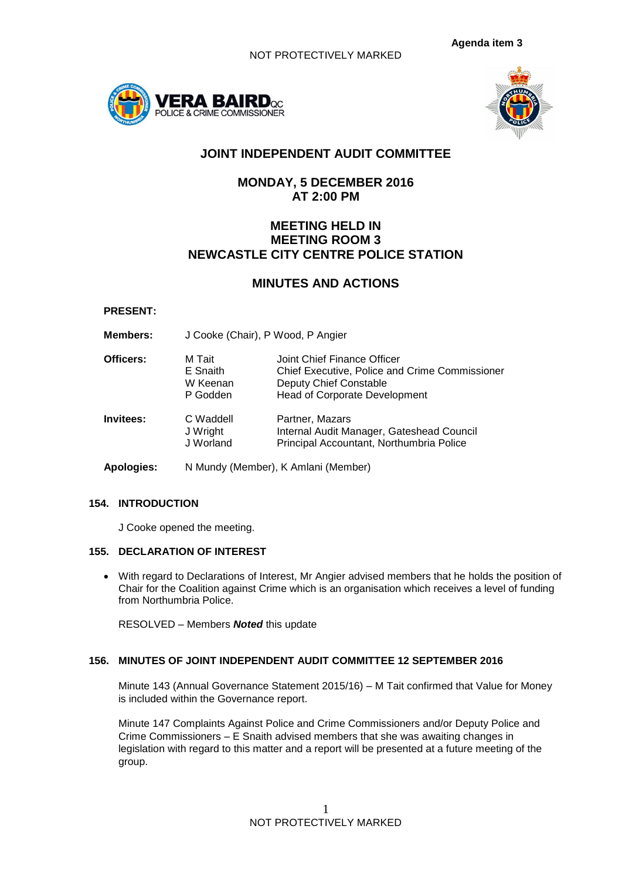**Agenda item 3**

NOT PROTECTIVELY MARKED

# JOINT INDEPENDENT AUDIT COMMITTEE

## MONDAY, 5 DECEMBER 2016
## AT 2:00 PM

## MEETING HELD IN
## MEETING ROOM 3
## NEWCASTLE CITY CENTRE POLICE STATION

## MINUTES AND ACTIONS

**PRESENT:**

| | | |
|---|---|---|
| **Members:** | J Cooke (Chair), P Wood, P Angier | |
| **Officers:** | M Tait | Joint Chief Finance Officer |
| | E Snaith | Chief Executive, Police and Crime Commissioner |
| | W Keenan | Deputy Chief Constable |
| | P Godden | Head of Corporate Development |
| **Invitees:** | C Waddell | Partner, Mazars |
| | J Wright | Internal Audit Manager, Gateshead Council |
| | J Worland | Principal Accountant, Northumbria Police |
| **Apologies:** | N Mundy (Member), K Amlani (Member) | |

### 154. INTRODUCTION

J Cooke opened the meeting.

### 155. DECLARATION OF INTEREST

- With regard to Declarations of Interest, Mr Angier advised members that he holds the position of Chair for the Coalition against Crime which is an organisation which receives a level of funding from Northumbria Police.

RESOLVED – Members ***Noted*** this update

### 156. MINUTES OF JOINT INDEPENDENT AUDIT COMMITTEE 12 SEPTEMBER 2016

Minute 143 (Annual Governance Statement 2015/16) – M Tait confirmed that Value for Money is included within the Governance report.

Minute 147 Complaints Against Police and Crime Commissioners and/or Deputy Police and Crime Commissioners – E Snaith advised members that she was awaiting changes in legislation with regard to this matter and a report will be presented at a future meeting of the group.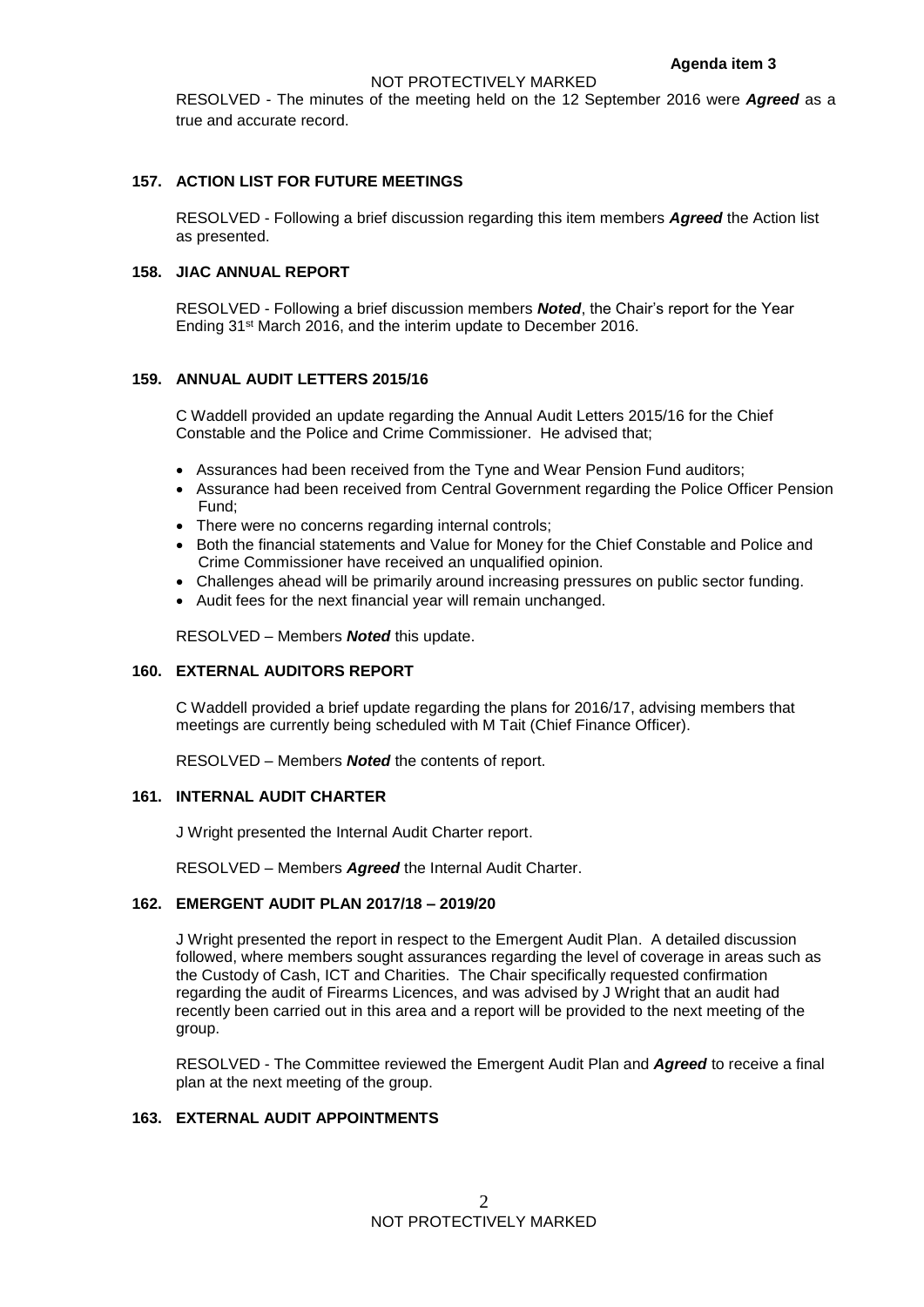RESOLVED - The minutes of the meeting held on the 12 September 2016 were ***Agreed*** as a true and accurate record.

### 157. ACTION LIST FOR FUTURE MEETINGS

RESOLVED - Following a brief discussion regarding this item members ***Agreed*** the Action list as presented.

### 158. JIAC ANNUAL REPORT

RESOLVED - Following a brief discussion members ***Noted***, the Chair's report for the Year Ending 31st March 2016, and the interim update to December 2016.

### 159. ANNUAL AUDIT LETTERS 2015/16

C Waddell provided an update regarding the Annual Audit Letters 2015/16 for the Chief Constable and the Police and Crime Commissioner. He advised that;

- Assurances had been received from the Tyne and Wear Pension Fund auditors;
- Assurance had been received from Central Government regarding the Police Officer Pension Fund;
- There were no concerns regarding internal controls;
- Both the financial statements and Value for Money for the Chief Constable and Police and Crime Commissioner have received an unqualified opinion.
- Challenges ahead will be primarily around increasing pressures on public sector funding.
- Audit fees for the next financial year will remain unchanged.

RESOLVED – Members ***Noted*** this update.

### 160. EXTERNAL AUDITORS REPORT

C Waddell provided a brief update regarding the plans for 2016/17, advising members that meetings are currently being scheduled with M Tait (Chief Finance Officer).

RESOLVED – Members ***Noted*** the contents of report.

### 161. INTERNAL AUDIT CHARTER

J Wright presented the Internal Audit Charter report.

RESOLVED – Members ***Agreed*** the Internal Audit Charter.

### 162. EMERGENT AUDIT PLAN 2017/18 – 2019/20

J Wright presented the report in respect to the Emergent Audit Plan. A detailed discussion followed, where members sought assurances regarding the level of coverage in areas such as the Custody of Cash, ICT and Charities. The Chair specifically requested confirmation regarding the audit of Firearms Licences, and was advised by J Wright that an audit had recently been carried out in this area and a report will be provided to the next meeting of the group.

RESOLVED - The Committee reviewed the Emergent Audit Plan and ***Agreed*** to receive a final plan at the next meeting of the group.

### 163. EXTERNAL AUDIT APPOINTMENTS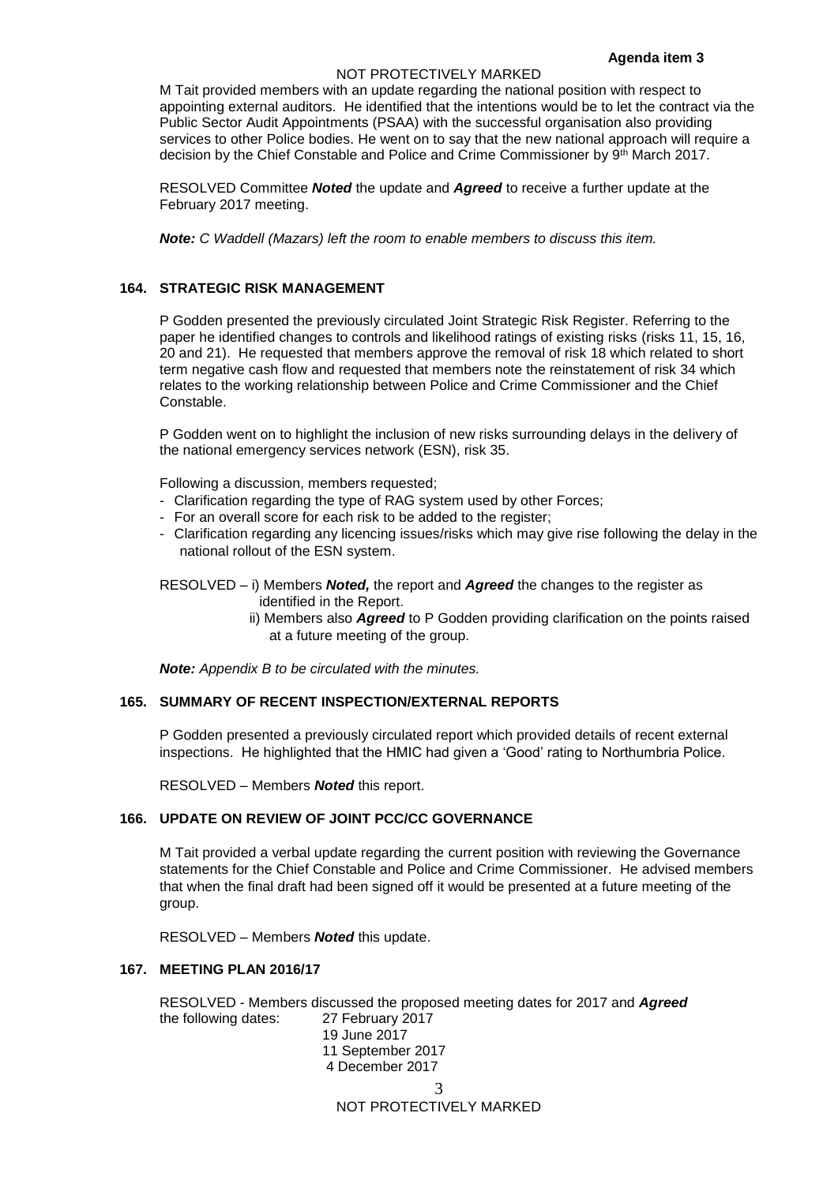M Tait provided members with an update regarding the national position with respect to appointing external auditors. He identified that the intentions would be to let the contract via the Public Sector Audit Appointments (PSAA) with the successful organisation also providing services to other Police bodies. He went on to say that the new national approach will require a decision by the Chief Constable and Police and Crime Commissioner by 9th March 2017.

RESOLVED Committee ***Noted*** the update and ***Agreed*** to receive a further update at the February 2017 meeting.

***Note:*** *C Waddell (Mazars) left the room to enable members to discuss this item.*

## 164. STRATEGIC RISK MANAGEMENT

P Godden presented the previously circulated Joint Strategic Risk Register. Referring to the paper he identified changes to controls and likelihood ratings of existing risks (risks 11, 15, 16, 20 and 21). He requested that members approve the removal of risk 18 which related to short term negative cash flow and requested that members note the reinstatement of risk 34 which relates to the working relationship between Police and Crime Commissioner and the Chief Constable.

P Godden went on to highlight the inclusion of new risks surrounding delays in the delivery of the national emergency services network (ESN), risk 35.

Following a discussion, members requested;

- Clarification regarding the type of RAG system used by other Forces;
- For an overall score for each risk to be added to the register;
- Clarification regarding any licencing issues/risks which may give rise following the delay in the national rollout of the ESN system.

RESOLVED – i) Members ***Noted,*** the report and ***Agreed*** the changes to the register as identified in the Report.

ii) Members also ***Agreed*** to P Godden providing clarification on the points raised at a future meeting of the group.

***Note:*** *Appendix B to be circulated with the minutes.*

## 165. SUMMARY OF RECENT INSPECTION/EXTERNAL REPORTS

P Godden presented a previously circulated report which provided details of recent external inspections. He highlighted that the HMIC had given a 'Good' rating to Northumbria Police.

RESOLVED – Members ***Noted*** this report.

## 166. UPDATE ON REVIEW OF JOINT PCC/CC GOVERNANCE

M Tait provided a verbal update regarding the current position with reviewing the Governance statements for the Chief Constable and Police and Crime Commissioner. He advised members that when the final draft had been signed off it would be presented at a future meeting of the group.

RESOLVED – Members ***Noted*** this update.

## 167. MEETING PLAN 2016/17

RESOLVED - Members discussed the proposed meeting dates for 2017 and ***Agreed*** the following dates:

27 February 2017
19 June 2017
11 September 2017
4 December 2017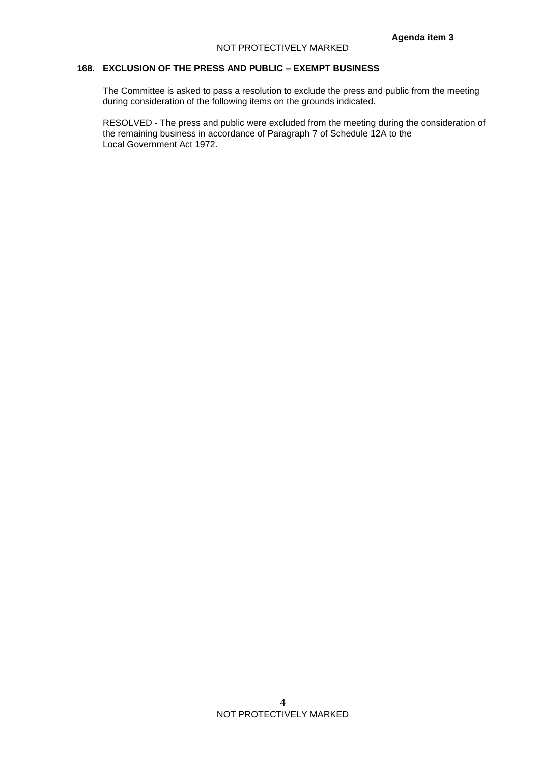**Agenda item 3**

NOT PROTECTIVELY MARKED

## 168. EXCLUSION OF THE PRESS AND PUBLIC – EXEMPT BUSINESS

The Committee is asked to pass a resolution to exclude the press and public from the meeting during consideration of the following items on the grounds indicated.

RESOLVED - The press and public were excluded from the meeting during the consideration of the remaining business in accordance of Paragraph 7 of Schedule 12A to the Local Government Act 1972.